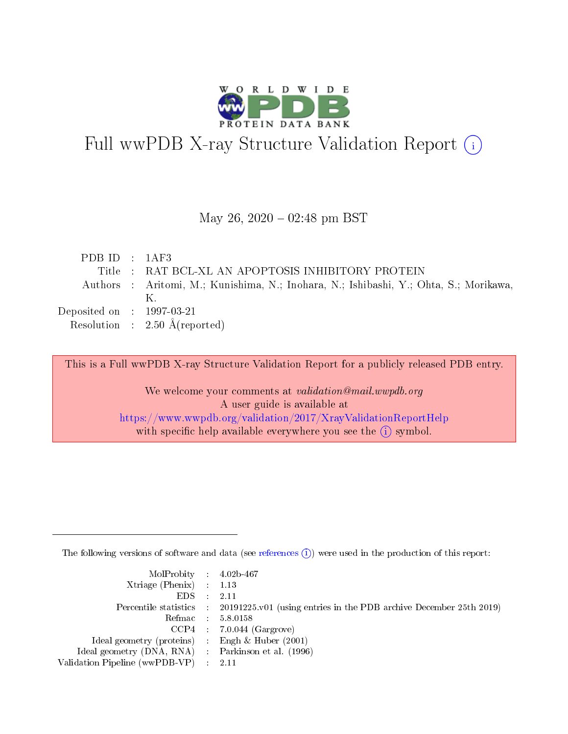# Full wwPDB X-ray Structure Validation Report (i)

May 26, 2020 – 02:48 pm BST

| | | |
|---|---|---|
| PDB ID | : | 1AF3 |
| Title | : | RAT BCL-XL AN APOPTOSIS INHIBITORY PROTEIN |
| Authors | : | Aritomi, M.; Kunishima, N.; Inohara, N.; Ishibashi, Y.; Ohta, S.; Morikawa, K. |
| Deposited on | : | 1997-03-21 |
| Resolution | : | 2.50 Å(reported) |

This is a Full wwPDB X-ray Structure Validation Report for a publicly released PDB entry.

We welcome your comments at *validation@mail.wwpdb.org*
A user guide is available at
https://www.wwpdb.org/validation/2017/XrayValidationReportHelp
with specific help available everywhere you see the (i) symbol.

The following versions of software and data (see references (i)) were used in the production of this report:

| | | |
|---|---|---|
| MolProbity | : | 4.02b-467 |
| Xtriage (Phenix) | : | 1.13 |
| EDS | : | 2.11 |
| Percentile statistics | : | 20191225.v01 (using entries in the PDB archive December 25th 2019) |
| Refmac | : | 5.8.0158 |
| CCP4 | : | 7.0.044 (Gargrove) |
| Ideal geometry (proteins) | : | Engh & Huber (2001) |
| Ideal geometry (DNA, RNA) | : | Parkinson et al. (1996) |
| Validation Pipeline (wwPDB-VP) | : | 2.11 |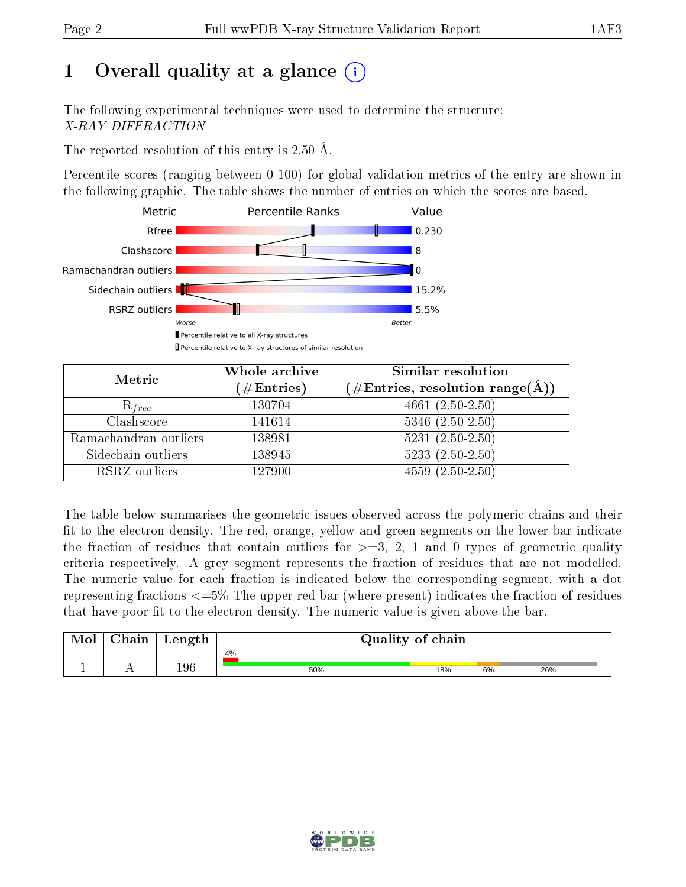# 1 Overall quality at a glance (i)

The following experimental techniques were used to determine the structure: *X-RAY DIFFRACTION*

The reported resolution of this entry is 2.50 Å.

Percentile scores (ranging between 0-100) for global validation metrics of the entry are shown in the following graphic. The table shows the number of entries on which the scores are based.

| Metric | Value |
|---|---|
| Rfree | 0.230 |
| Clashscore | 8 |
| Ramachandran outliers | 0 |
| Sidechain outliers | 15.2% |
| RSRZ outliers | 5.5% |

Worse — Better

▮ Percentile relative to all X-ray structures

▯ Percentile relative to X-ray structures of similar resolution

| Metric | Whole archive (#Entries) | Similar resolution (#Entries, resolution range(Å)) |
|---|---|---|
| $R_{free}$ | 130704 | 4661 (2.50-2.50) |
| Clashscore | 141614 | 5346 (2.50-2.50) |
| Ramachandran outliers | 138981 | 5231 (2.50-2.50) |
| Sidechain outliers | 138945 | 5233 (2.50-2.50) |
| RSRZ outliers | 127900 | 4559 (2.50-2.50) |

The table below summarises the geometric issues observed across the polymeric chains and their fit to the electron density. The red, orange, yellow and green segments on the lower bar indicate the fraction of residues that contain outliers for >=3, 2, 1 and 0 types of geometric quality criteria respectively. A grey segment represents the fraction of residues that are not modelled. The numeric value for each fraction is indicated below the corresponding segment, with a dot representing fractions <=5% The upper red bar (where present) indicates the fraction of residues that have poor fit to the electron density. The numeric value is given above the bar.

| Mol | Chain | Length | Quality of chain |
|---|---|---|---|
| 1 | A | 196 | 4% (poor fit); 50% / 18% / 6% / 26% |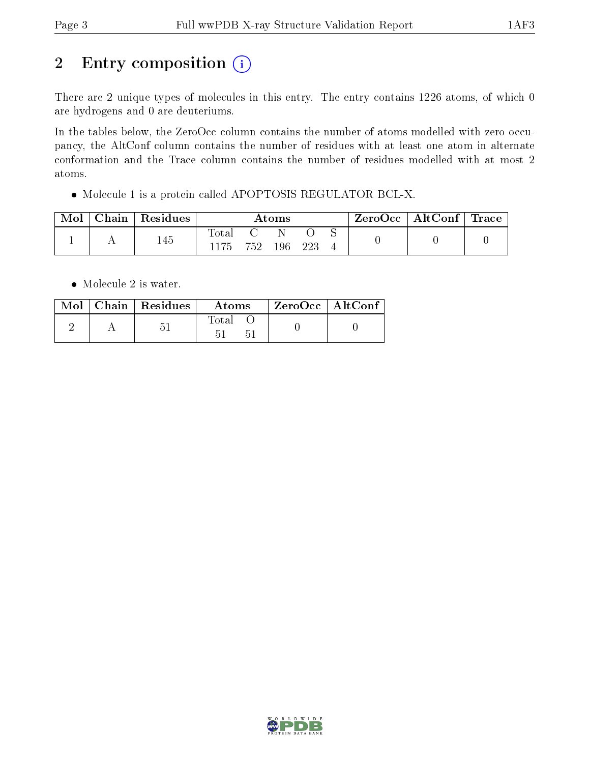# 2 Entry composition

There are 2 unique types of molecules in this entry. The entry contains 1226 atoms, of which 0 are hydrogens and 0 are deuteriums.

In the tables below, the ZeroOcc column contains the number of atoms modelled with zero occupancy, the AltConf column contains the number of residues with at least one atom in alternate conformation and the Trace column contains the number of residues modelled with at most 2 atoms.

- Molecule 1 is a protein called APOPTOSIS REGULATOR BCL-X.

| Mol | Chain | Residues | Atoms | | | | | ZeroOcc | AltConf | Trace |
|---|---|---|---|---|---|---|---|---|---|---|
| | | | Total | C | N | O | S | | | |
| 1 | A | 145 | 1175 | 752 | 196 | 223 | 4 | 0 | 0 | 0 |

- Molecule 2 is water.

| Mol | Chain | Residues | Atoms | | ZeroOcc | AltConf |
|---|---|---|---|---|---|---|
| | | | Total | O | | |
| 2 | A | 51 | 51 | 51 | 0 | 0 |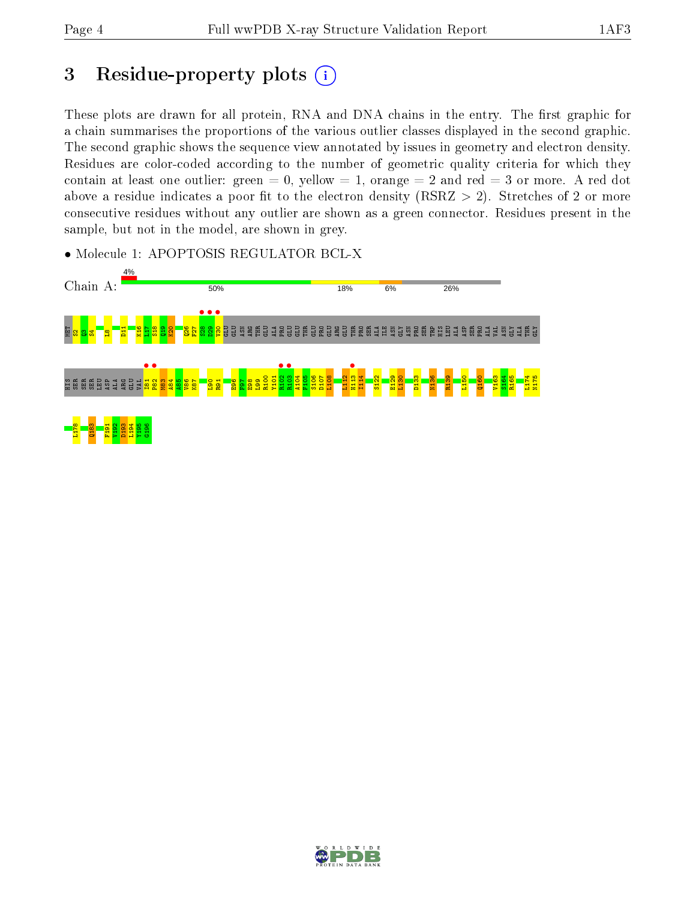# 3 Residue-property plots

These plots are drawn for all protein, RNA and DNA chains in the entry. The first graphic for a chain summarises the proportions of the various outlier classes displayed in the second graphic. The second graphic shows the sequence view annotated by issues in geometry and electron density. Residues are color-coded according to the number of geometric quality criteria for which they contain at least one outlier: green = 0, yellow = 1, orange = 2 and red = 3 or more. A red dot above a residue indicates a poor fit to the electron density (RSRZ > 2). Stretches of 2 or more consecutive residues without any outlier are shown as a green connector. Residues present in the sample, but not in the model, are shown in grey.

- Molecule 1: APOPTOSIS REGULATOR BCL-X

Chain A: 4% | 50% | 18% | 6% | 26%

MET S2 Q3 S4 L8 D11 K16 L17 S18 Q19 K20 Q26 F27 S28 D29 V30 GLU GLU ASN ARG THR GLU ALA PRO GLU GLU THR GLU PRO GLU ARG GLU THR PRO SER ALA ILE ASN GLY ASN PRO SER TRP HIS LEU ALA ASP SER PRO ALA VAL ASN GLY ALA THR GLY

HIS SER SER SER LEU ASP ALA ARG GLU VAL I81 P82 M83 A84 A85 V86 K87 L90 R91 E96 F97 E98 L99 R100 Y101 R102 R103 A104 F105 S106 D107 L108 L112 H113 I114 S122 E129 L130 D133 N136 R139 L150 Q160 V163 S164 R165 L174 N175

L178 Q183 F191 V192 D193 L194 Y195 G196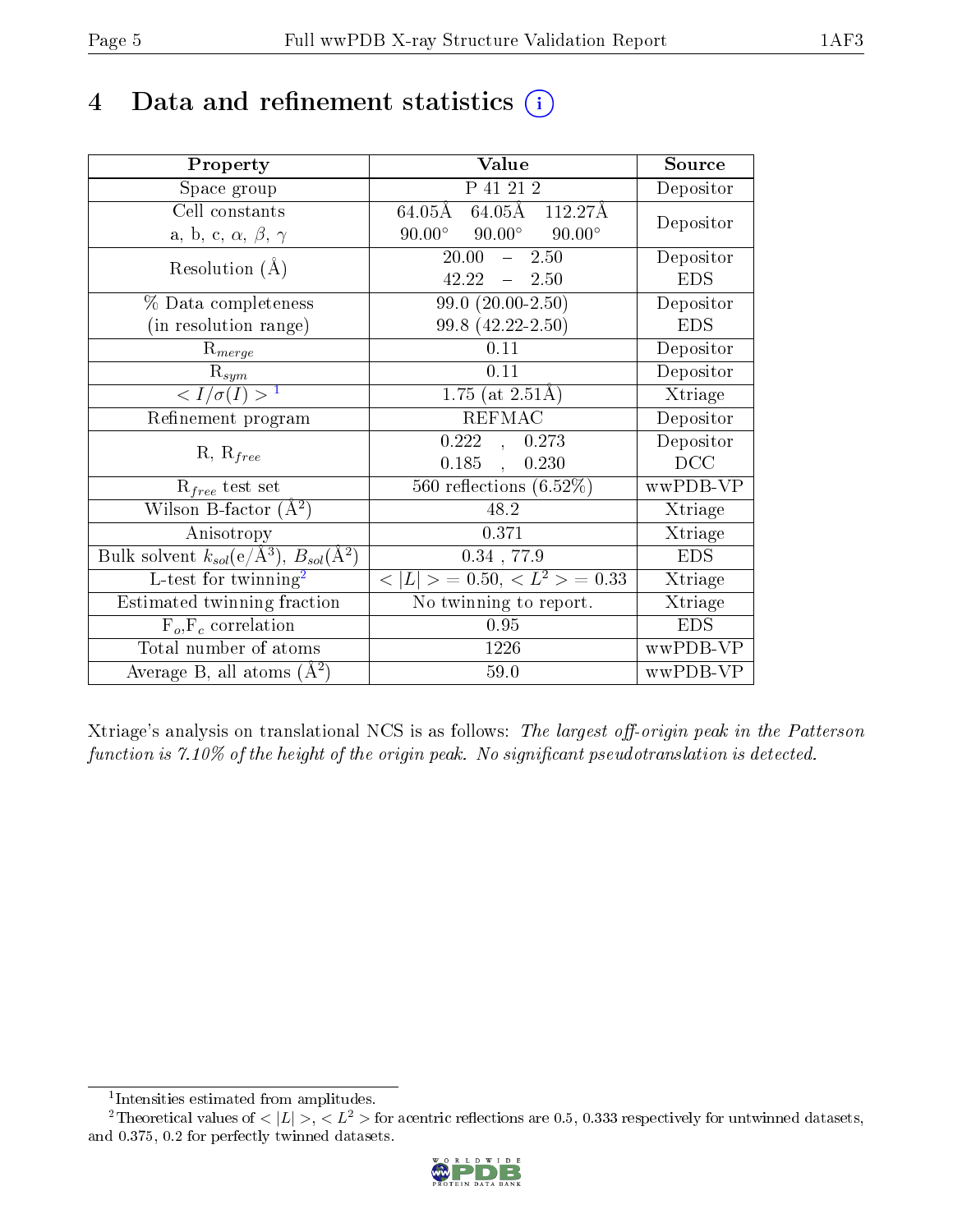# 4 Data and refinement statistics (i)

| Property | Value | Source |
|---|---|---|
| Space group | P 41 21 2 | Depositor |
| Cell constants<br>a, b, c, $\alpha$, $\beta$, $\gamma$ | 64.05Å 64.05Å 112.27Å<br>90.00° 90.00° 90.00° | Depositor |
| Resolution (Å) | 20.00 – 2.50<br>42.22 – 2.50 | Depositor<br>EDS |
| % Data completeness<br>(in resolution range) | 99.0 (20.00-2.50)<br>99.8 (42.22-2.50) | Depositor<br>EDS |
| $R_{merge}$ | 0.11 | Depositor |
| $R_{sym}$ | 0.11 | Depositor |
| $< I/\sigma(I) >$ [1] | 1.75 (at 2.51Å) | Xtriage |
| Refinement program | REFMAC | Depositor |
| R, $R_{free}$ | 0.222 , 0.273<br>0.185 , 0.230 | Depositor<br>DCC |
| $R_{free}$ test set | 560 reflections (6.52%) | wwPDB-VP |
| Wilson B-factor (Å$^2$) | 48.2 | Xtriage |
| Anisotropy | 0.371 | Xtriage |
| Bulk solvent $k_{sol}$(e/Å$^3$), $B_{sol}$(Å$^2$) | 0.34 , 77.9 | EDS |
| L-test for twinning[2] | $< \|L\| >$ = 0.50, $< L^2 >$ = 0.33 | Xtriage |
| Estimated twinning fraction | No twinning to report. | Xtriage |
| $F_o$,$F_c$ correlation | 0.95 | EDS |
| Total number of atoms | 1226 | wwPDB-VP |
| Average B, all atoms (Å$^2$) | 59.0 | wwPDB-VP |

Xtriage's analysis on translational NCS is as follows: *The largest off-origin peak in the Patterson function is 7.10% of the height of the origin peak. No significant pseudotranslation is detected.*

[1] Intensities estimated from amplitudes.

[2] Theoretical values of $< |L| >$, $< L^2 >$ for acentric reflections are 0.5, 0.333 respectively for untwinned datasets, and 0.375, 0.2 for perfectly twinned datasets.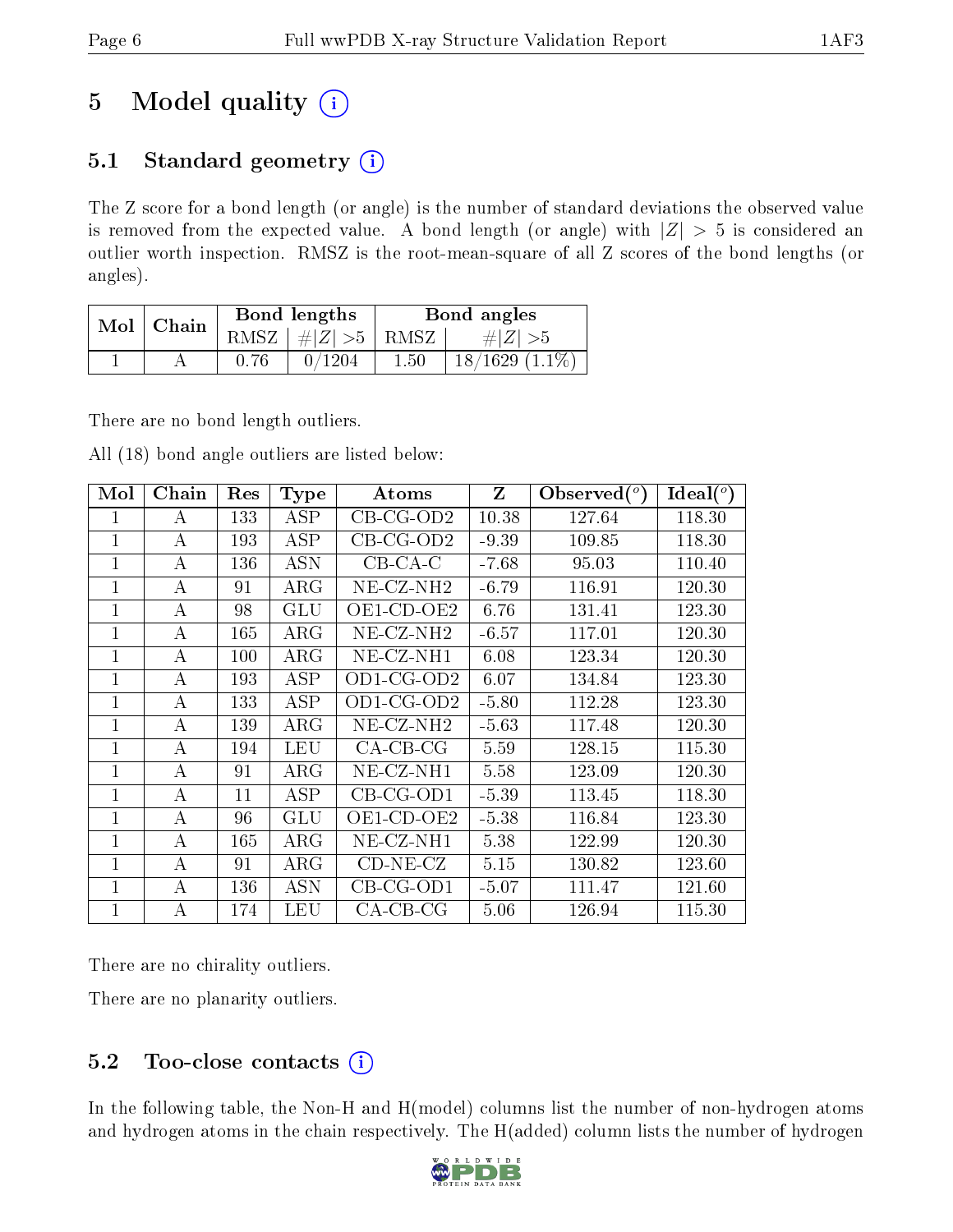# 5 Model quality

## 5.1 Standard geometry

The Z score for a bond length (or angle) is the number of standard deviations the observed value is removed from the expected value. A bond length (or angle) with $|Z| > 5$ is considered an outlier worth inspection. RMSZ is the root-mean-square of all Z scores of the bond lengths (or angles).

| Mol | Chain | Bond lengths | | Bond angles | |
|---|---|---|---|---|---|
| | | RMSZ | $\#\|Z\| > 5$ | RMSZ | $\#\|Z\| > 5$ |
| 1 | A | 0.76 | 0/1204 | 1.50 | 18/1629 (1.1%) |

There are no bond length outliers.

All (18) bond angle outliers are listed below:

| Mol | Chain | Res | Type | Atoms | Z | Observed(°) | Ideal(°) |
|---|---|---|---|---|---|---|---|
| 1 | A | 133 | ASP | CB-CG-OD2 | 10.38 | 127.64 | 118.30 |
| 1 | A | 193 | ASP | CB-CG-OD2 | -9.39 | 109.85 | 118.30 |
| 1 | A | 136 | ASN | CB-CA-C | -7.68 | 95.03 | 110.40 |
| 1 | A | 91 | ARG | NE-CZ-NH2 | -6.79 | 116.91 | 120.30 |
| 1 | A | 98 | GLU | OE1-CD-OE2 | 6.76 | 131.41 | 123.30 |
| 1 | A | 165 | ARG | NE-CZ-NH2 | -6.57 | 117.01 | 120.30 |
| 1 | A | 100 | ARG | NE-CZ-NH1 | 6.08 | 123.34 | 120.30 |
| 1 | A | 193 | ASP | OD1-CG-OD2 | 6.07 | 134.84 | 123.30 |
| 1 | A | 133 | ASP | OD1-CG-OD2 | -5.80 | 112.28 | 123.30 |
| 1 | A | 139 | ARG | NE-CZ-NH2 | -5.63 | 117.48 | 120.30 |
| 1 | A | 194 | LEU | CA-CB-CG | 5.59 | 128.15 | 115.30 |
| 1 | A | 91 | ARG | NE-CZ-NH1 | 5.58 | 123.09 | 120.30 |
| 1 | A | 11 | ASP | CB-CG-OD1 | -5.39 | 113.45 | 118.30 |
| 1 | A | 96 | GLU | OE1-CD-OE2 | -5.38 | 116.84 | 123.30 |
| 1 | A | 165 | ARG | NE-CZ-NH1 | 5.38 | 122.99 | 120.30 |
| 1 | A | 91 | ARG | CD-NE-CZ | 5.15 | 130.82 | 123.60 |
| 1 | A | 136 | ASN | CB-CG-OD1 | -5.07 | 111.47 | 121.60 |
| 1 | A | 174 | LEU | CA-CB-CG | 5.06 | 126.94 | 115.30 |

There are no chirality outliers.

There are no planarity outliers.

## 5.2 Too-close contacts

In the following table, the Non-H and H(model) columns list the number of non-hydrogen atoms and hydrogen atoms in the chain respectively. The H(added) column lists the number of hydrogen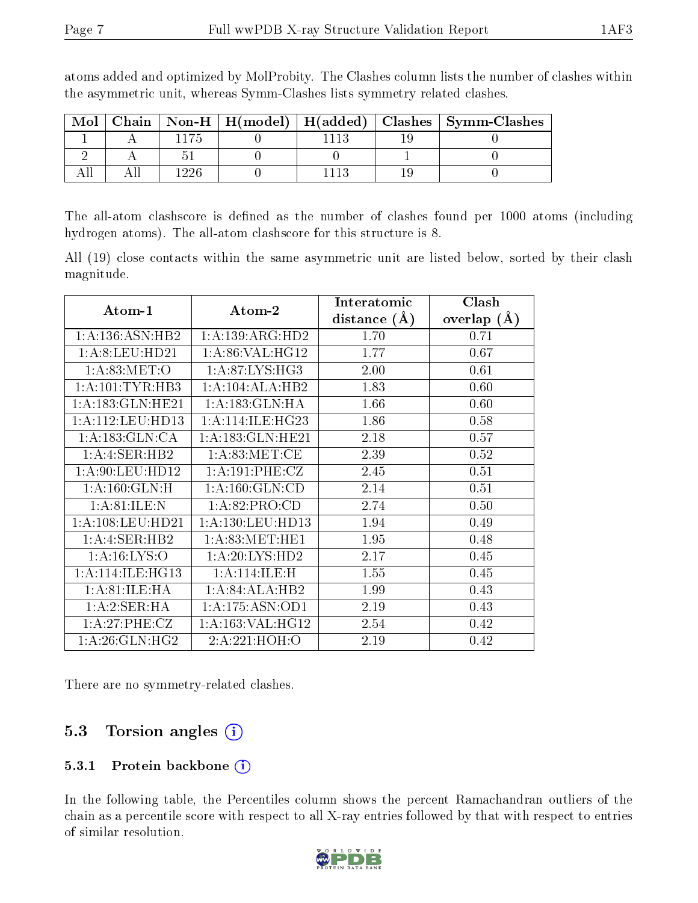atoms added and optimized by MolProbity. The Clashes column lists the number of clashes within the asymmetric unit, whereas Symm-Clashes lists symmetry related clashes.

| Mol | Chain | Non-H | H(model) | H(added) | Clashes | Symm-Clashes |
|---|---|---|---|---|---|---|
| 1 | A | 1175 | 0 | 1113 | 19 | 0 |
| 2 | A | 51 | 0 | 0 | 1 | 0 |
| All | All | 1226 | 0 | 1113 | 19 | 0 |

The all-atom clashscore is defined as the number of clashes found per 1000 atoms (including hydrogen atoms). The all-atom clashscore for this structure is 8.

All (19) close contacts within the same asymmetric unit are listed below, sorted by their clash magnitude.

| Atom-1 | Atom-2 | Interatomic distance (Å) | Clash overlap (Å) |
|---|---|---|---|
| 1:A:136:ASN:HB2 | 1:A:139:ARG:HD2 | 1.70 | 0.71 |
| 1:A:8:LEU:HD21 | 1:A:86:VAL:HG12 | 1.77 | 0.67 |
| 1:A:83:MET:O | 1:A:87:LYS:HG3 | 2.00 | 0.61 |
| 1:A:101:TYR:HB3 | 1:A:104:ALA:HB2 | 1.83 | 0.60 |
| 1:A:183:GLN:HE21 | 1:A:183:GLN:HA | 1.66 | 0.60 |
| 1:A:112:LEU:HD13 | 1:A:114:ILE:HG23 | 1.86 | 0.58 |
| 1:A:183:GLN:CA | 1:A:183:GLN:HE21 | 2.18 | 0.57 |
| 1:A:4:SER:HB2 | 1:A:83:MET:CE | 2.39 | 0.52 |
| 1:A:90:LEU:HD12 | 1:A:191:PHE:CZ | 2.45 | 0.51 |
| 1:A:160:GLN:H | 1:A:160:GLN:CD | 2.14 | 0.51 |
| 1:A:81:ILE:N | 1:A:82:PRO:CD | 2.74 | 0.50 |
| 1:A:108:LEU:HD21 | 1:A:130:LEU:HD13 | 1.94 | 0.49 |
| 1:A:4:SER:HB2 | 1:A:83:MET:HE1 | 1.95 | 0.48 |
| 1:A:16:LYS:O | 1:A:20:LYS:HD2 | 2.17 | 0.45 |
| 1:A:114:ILE:HG13 | 1:A:114:ILE:H | 1.55 | 0.45 |
| 1:A:81:ILE:HA | 1:A:84:ALA:HB2 | 1.99 | 0.43 |
| 1:A:2:SER:HA | 1:A:175:ASN:OD1 | 2.19 | 0.43 |
| 1:A:27:PHE:CZ | 1:A:163:VAL:HG12 | 2.54 | 0.42 |
| 1:A:26:GLN:HG2 | 2:A:221:HOH:O | 2.19 | 0.42 |

There are no symmetry-related clashes.

## 5.3 Torsion angles

### 5.3.1 Protein backbone

In the following table, the Percentiles column shows the percent Ramachandran outliers of the chain as a percentile score with respect to all X-ray entries followed by that with respect to entries of similar resolution.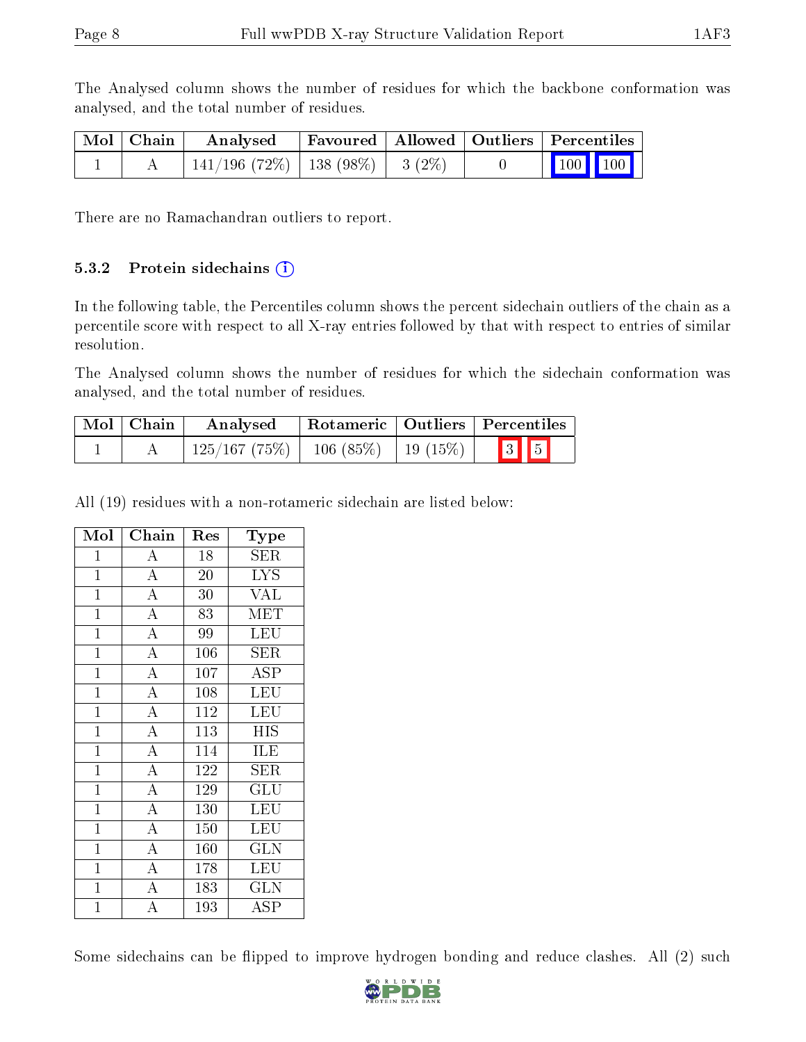The Analysed column shows the number of residues for which the backbone conformation was analysed, and the total number of residues.

| Mol | Chain | Analysed | Favoured | Allowed | Outliers | Percentiles | |
|---|---|---|---|---|---|---|---|
| 1 | A | 141/196 (72%) | 138 (98%) | 3 (2%) | 0 | 100 | 100 |

There are no Ramachandran outliers to report.

### 5.3.2 Protein sidechains

In the following table, the Percentiles column shows the percent sidechain outliers of the chain as a percentile score with respect to all X-ray entries followed by that with respect to entries of similar resolution.

The Analysed column shows the number of residues for which the sidechain conformation was analysed, and the total number of residues.

| Mol | Chain | Analysed | Rotameric | Outliers | Percentiles | |
|---|---|---|---|---|---|---|
| 1 | A | 125/167 (75%) | 106 (85%) | 19 (15%) | 3 | 5 |

All (19) residues with a non-rotameric sidechain are listed below:

| Mol | Chain | Res | Type |
|---|---|---|---|
| 1 | A | 18 | SER |
| 1 | A | 20 | LYS |
| 1 | A | 30 | VAL |
| 1 | A | 83 | MET |
| 1 | A | 99 | LEU |
| 1 | A | 106 | SER |
| 1 | A | 107 | ASP |
| 1 | A | 108 | LEU |
| 1 | A | 112 | LEU |
| 1 | A | 113 | HIS |
| 1 | A | 114 | ILE |
| 1 | A | 122 | SER |
| 1 | A | 129 | GLU |
| 1 | A | 130 | LEU |
| 1 | A | 150 | LEU |
| 1 | A | 160 | GLN |
| 1 | A | 178 | LEU |
| 1 | A | 183 | GLN |
| 1 | A | 193 | ASP |

Some sidechains can be flipped to improve hydrogen bonding and reduce clashes. All (2) such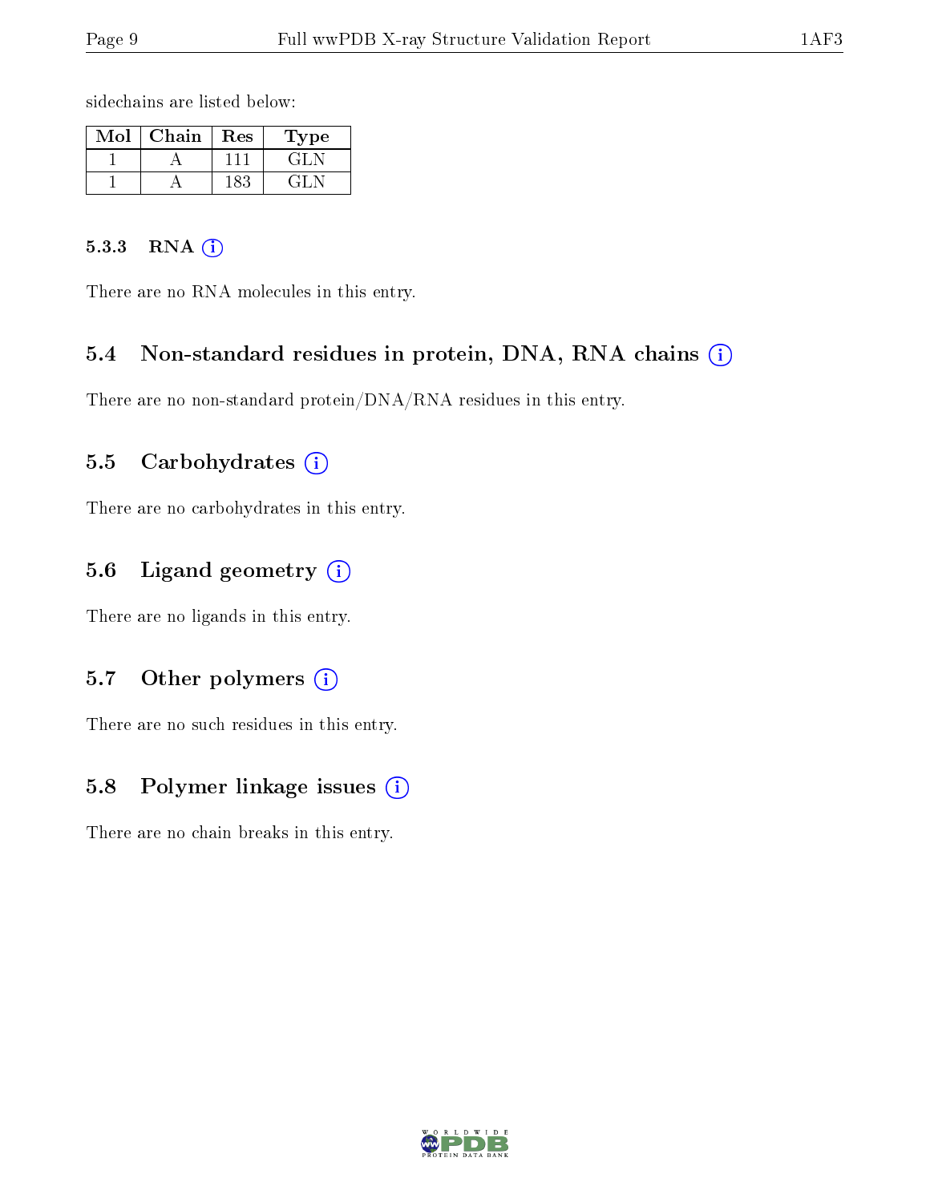sidechains are listed below:

| Mol | Chain | Res | Type |
|---|---|---|---|
| 1 | A | 111 | GLN |
| 1 | A | 183 | GLN |

#### 5.3.3 RNA

There are no RNA molecules in this entry.

### 5.4 Non-standard residues in protein, DNA, RNA chains

There are no non-standard protein/DNA/RNA residues in this entry.

### 5.5 Carbohydrates

There are no carbohydrates in this entry.

### 5.6 Ligand geometry

There are no ligands in this entry.

### 5.7 Other polymers

There are no such residues in this entry.

### 5.8 Polymer linkage issues

There are no chain breaks in this entry.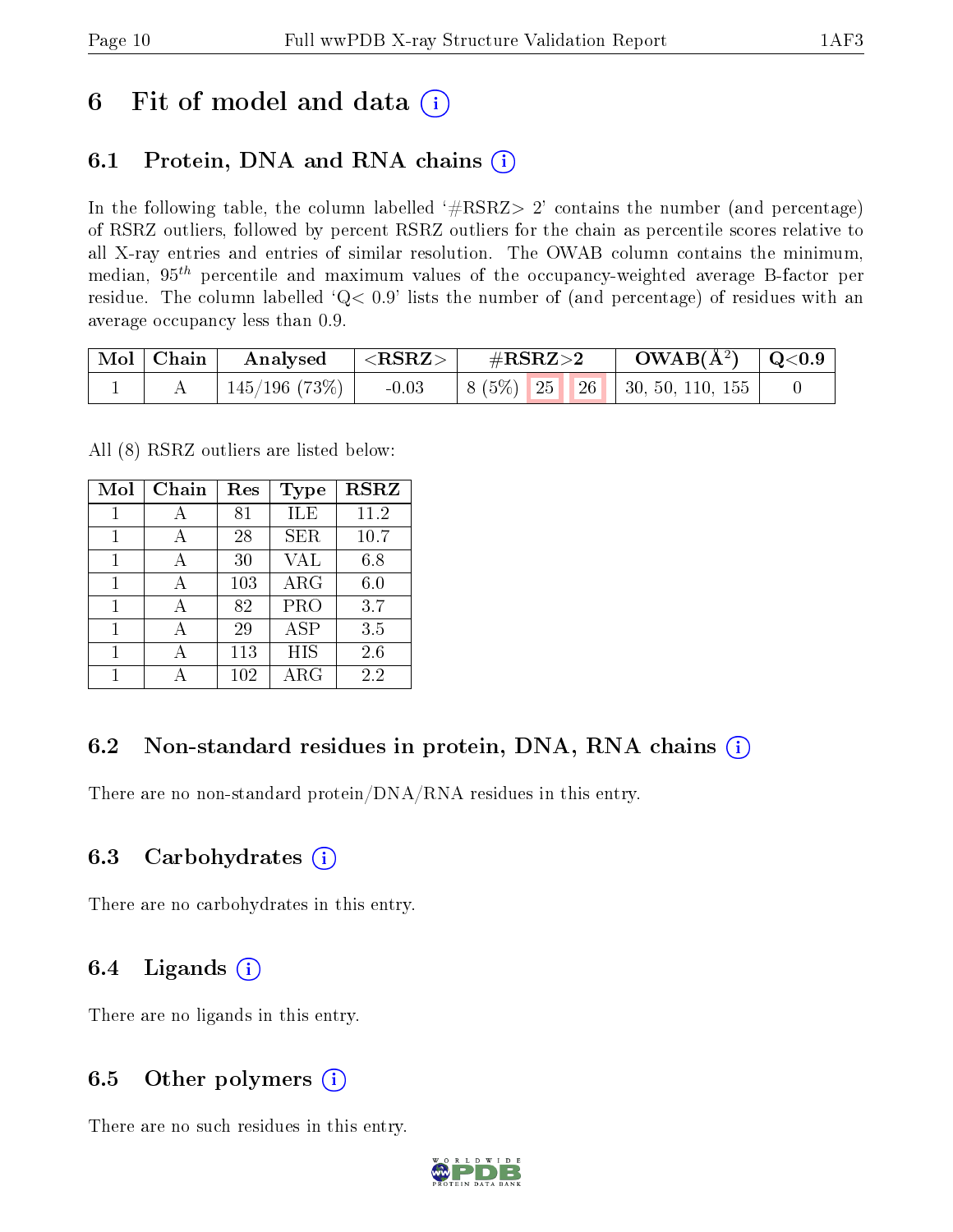# 6 Fit of model and data (i)

## 6.1 Protein, DNA and RNA chains (i)

In the following table, the column labelled '#RSRZ> 2' contains the number (and percentage) of RSRZ outliers, followed by percent RSRZ outliers for the chain as percentile scores relative to all X-ray entries and entries of similar resolution. The OWAB column contains the minimum, median, $95^{th}$ percentile and maximum values of the occupancy-weighted average B-factor per residue. The column labelled 'Q< 0.9' lists the number of (and percentage) of residues with an average occupancy less than 0.9.

| Mol | Chain | Analysed | <RSRZ> | #RSRZ>2 | | | OWAB(Å$^2$) | Q<0.9 |
|---|---|---|---|---|---|---|---|---|
| 1 | A | 145/196 (73%) | -0.03 | 8 (5%) | 25 | 26 | 30, 50, 110, 155 | 0 |

All (8) RSRZ outliers are listed below:

| Mol | Chain | Res | Type | RSRZ |
|---|---|---|---|---|
| 1 | A | 81 | ILE | 11.2 |
| 1 | A | 28 | SER | 10.7 |
| 1 | A | 30 | VAL | 6.8 |
| 1 | A | 103 | ARG | 6.0 |
| 1 | A | 82 | PRO | 3.7 |
| 1 | A | 29 | ASP | 3.5 |
| 1 | A | 113 | HIS | 2.6 |
| 1 | A | 102 | ARG | 2.2 |

## 6.2 Non-standard residues in protein, DNA, RNA chains (i)

There are no non-standard protein/DNA/RNA residues in this entry.

## 6.3 Carbohydrates (i)

There are no carbohydrates in this entry.

## 6.4 Ligands (i)

There are no ligands in this entry.

## 6.5 Other polymers (i)

There are no such residues in this entry.